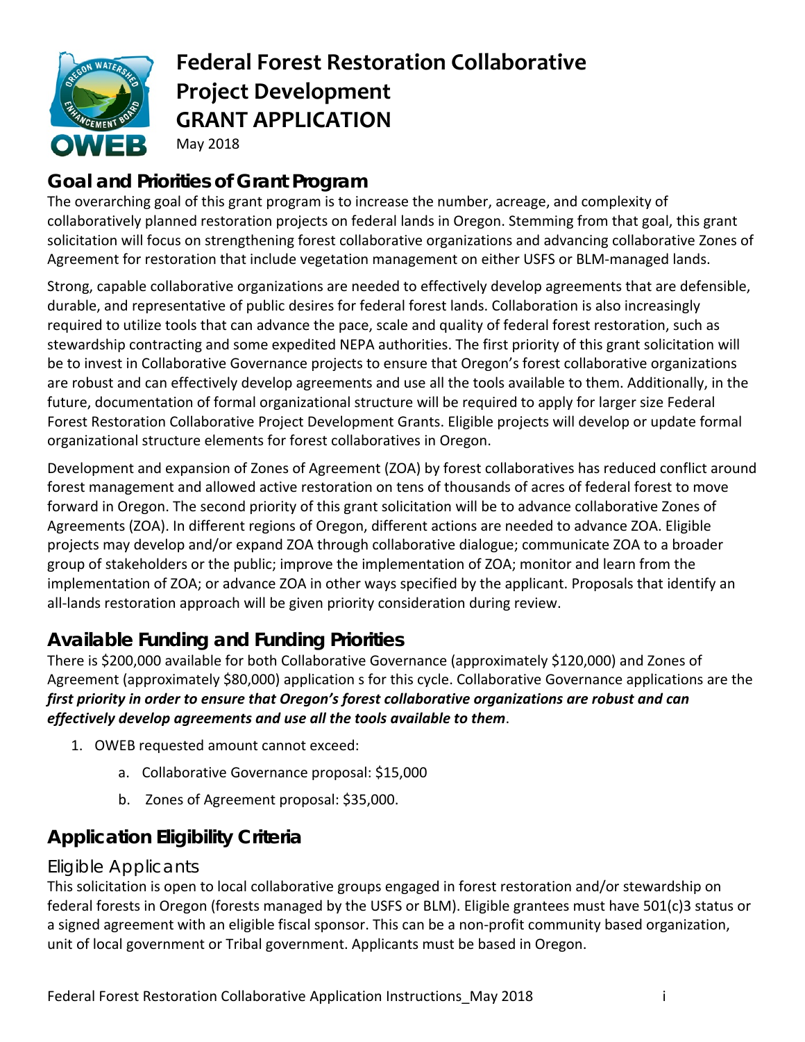# Federal Forest Restoration Collaborative Project Development GRANT APPLICATION

May 2018

## Goal and Priorities of Grant Program

The overarching goal of this grant program is to increase the number, acreage, and complexity of collaboratively planned restoration projects on federal lands in Oregon. Stemming from that goal, this grant solicitation will focus on strengthening forest collaborative organizations and advancing collaborative Zones of Agreement for restoration that include vegetation management on either USFS or BLM-managed lands.

Strong, capable collaborative organizations are needed to effectively develop agreements that are defensible, durable, and representative of public desires for federal forest lands. Collaboration is also increasingly required to utilize tools that can advance the pace, scale and quality of federal forest restoration, such as stewardship contracting and some expedited NEPA authorities. The first priority of this grant solicitation will be to invest in Collaborative Governance projects to ensure that Oregon's forest collaborative organizations are robust and can effectively develop agreements and use all the tools available to them. Additionally, in the future, documentation of formal organizational structure will be required to apply for larger size Federal Forest Restoration Collaborative Project Development Grants. Eligible projects will develop or update formal organizational structure elements for forest collaboratives in Oregon.

Development and expansion of Zones of Agreement (ZOA) by forest collaboratives has reduced conflict around forest management and allowed active restoration on tens of thousands of acres of federal forest to move forward in Oregon. The second priority of this grant solicitation will be to advance collaborative Zones of Agreements (ZOA). In different regions of Oregon, different actions are needed to advance ZOA. Eligible projects may develop and/or expand ZOA through collaborative dialogue; communicate ZOA to a broader group of stakeholders or the public; improve the implementation of ZOA; monitor and learn from the implementation of ZOA; or advance ZOA in other ways specified by the applicant. Proposals that identify an all-lands restoration approach will be given priority consideration during review.

## Available Funding and Funding Priorities

There is $200,000 available for both Collaborative Governance (approximately $120,000) and Zones of Agreement (approximately $80,000) application s for this cycle. Collaborative Governance applications are the ***first priority in order to ensure that Oregon's forest collaborative organizations are robust and can effectively develop agreements and use all the tools available to them***.

1. OWEB requested amount cannot exceed:
   a. Collaborative Governance proposal: $15,000
   b. Zones of Agreement proposal: $35,000.

## Application Eligibility Criteria

### Eligible Applicants

This solicitation is open to local collaborative groups engaged in forest restoration and/or stewardship on federal forests in Oregon (forests managed by the USFS or BLM). Eligible grantees must have 501(c)3 status or a signed agreement with an eligible fiscal sponsor. This can be a non-profit community based organization, unit of local government or Tribal government. Applicants must be based in Oregon.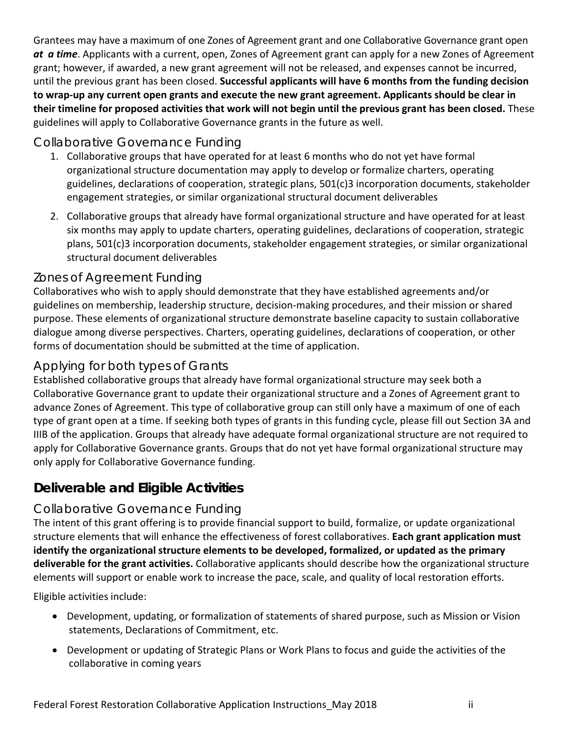Grantees may have a maximum of one Zones of Agreement grant and one Collaborative Governance grant open ***at a time***. Applicants with a current, open, Zones of Agreement grant can apply for a new Zones of Agreement grant; however, if awarded, a new grant agreement will not be released, and expenses cannot be incurred, until the previous grant has been closed. **Successful applicants will have 6 months from the funding decision to wrap-up any current open grants and execute the new grant agreement. Applicants should be clear in their timeline for proposed activities that work will not begin until the previous grant has been closed.** These guidelines will apply to Collaborative Governance grants in the future as well.

### Collaborative Governance Funding

1. Collaborative groups that have operated for at least 6 months who do not yet have formal organizational structure documentation may apply to develop or formalize charters, operating guidelines, declarations of cooperation, strategic plans, 501(c)3 incorporation documents, stakeholder engagement strategies, or similar organizational structural document deliverables
2. Collaborative groups that already have formal organizational structure and have operated for at least six months may apply to update charters, operating guidelines, declarations of cooperation, strategic plans, 501(c)3 incorporation documents, stakeholder engagement strategies, or similar organizational structural document deliverables

### Zones of Agreement Funding

Collaboratives who wish to apply should demonstrate that they have established agreements and/or guidelines on membership, leadership structure, decision-making procedures, and their mission or shared purpose. These elements of organizational structure demonstrate baseline capacity to sustain collaborative dialogue among diverse perspectives. Charters, operating guidelines, declarations of cooperation, or other forms of documentation should be submitted at the time of application.

### Applying for both types of Grants

Established collaborative groups that already have formal organizational structure may seek both a Collaborative Governance grant to update their organizational structure and a Zones of Agreement grant to advance Zones of Agreement. This type of collaborative group can still only have a maximum of one of each type of grant open at a time. If seeking both types of grants in this funding cycle, please fill out Section 3A and IIIB of the application. Groups that already have adequate formal organizational structure are not required to apply for Collaborative Governance grants. Groups that do not yet have formal organizational structure may only apply for Collaborative Governance funding.

## Deliverable and Eligible Activities

### Collaborative Governance Funding

The intent of this grant offering is to provide financial support to build, formalize, or update organizational structure elements that will enhance the effectiveness of forest collaboratives. **Each grant application must identify the organizational structure elements to be developed, formalized, or updated as the primary deliverable for the grant activities.** Collaborative applicants should describe how the organizational structure elements will support or enable work to increase the pace, scale, and quality of local restoration efforts.

Eligible activities include:

- Development, updating, or formalization of statements of shared purpose, such as Mission or Vision statements, Declarations of Commitment, etc.
- Development or updating of Strategic Plans or Work Plans to focus and guide the activities of the collaborative in coming years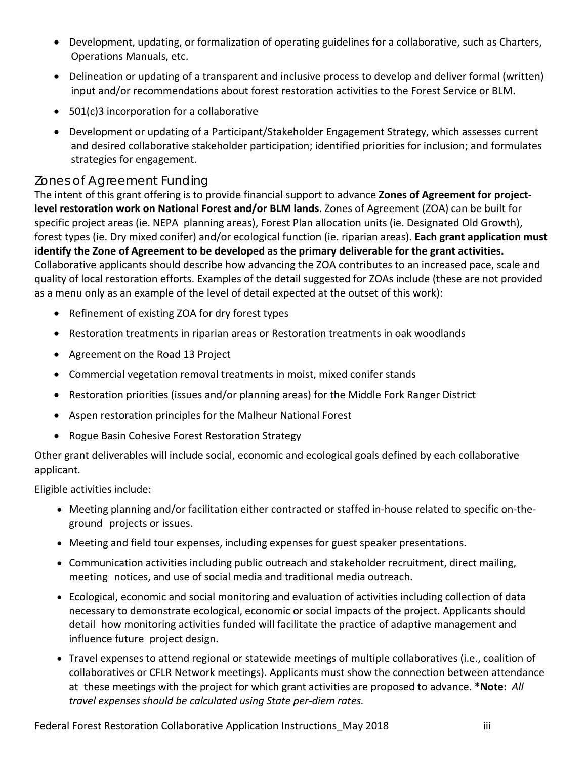- Development, updating, or formalization of operating guidelines for a collaborative, such as Charters, Operations Manuals, etc.
- Delineation or updating of a transparent and inclusive process to develop and deliver formal (written) input and/or recommendations about forest restoration activities to the Forest Service or BLM.
- 501(c)3 incorporation for a collaborative
- Development or updating of a Participant/Stakeholder Engagement Strategy, which assesses current and desired collaborative stakeholder participation; identified priorities for inclusion; and formulates strategies for engagement.

## Zones of Agreement Funding

The intent of this grant offering is to provide financial support to advance **Zones of Agreement for project-level restoration work on National Forest and/or BLM lands**. Zones of Agreement (ZOA) can be built for specific project areas (ie. NEPA planning areas), Forest Plan allocation units (ie. Designated Old Growth), forest types (ie. Dry mixed conifer) and/or ecological function (ie. riparian areas). **Each grant application must identify the Zone of Agreement to be developed as the primary deliverable for the grant activities.** Collaborative applicants should describe how advancing the ZOA contributes to an increased pace, scale and quality of local restoration efforts. Examples of the detail suggested for ZOAs include (these are not provided as a menu only as an example of the level of detail expected at the outset of this work):

- Refinement of existing ZOA for dry forest types
- Restoration treatments in riparian areas or Restoration treatments in oak woodlands
- Agreement on the Road 13 Project
- Commercial vegetation removal treatments in moist, mixed conifer stands
- Restoration priorities (issues and/or planning areas) for the Middle Fork Ranger District
- Aspen restoration principles for the Malheur National Forest
- Rogue Basin Cohesive Forest Restoration Strategy

Other grant deliverables will include social, economic and ecological goals defined by each collaborative applicant.

Eligible activities include:

- Meeting planning and/or facilitation either contracted or staffed in-house related to specific on-the-ground projects or issues.
- Meeting and field tour expenses, including expenses for guest speaker presentations.
- Communication activities including public outreach and stakeholder recruitment, direct mailing, meeting notices, and use of social media and traditional media outreach.
- Ecological, economic and social monitoring and evaluation of activities including collection of data necessary to demonstrate ecological, economic or social impacts of the project. Applicants should detail how monitoring activities funded will facilitate the practice of adaptive management and influence future project design.
- Travel expenses to attend regional or statewide meetings of multiple collaboratives (i.e., coalition of collaboratives or CFLR Network meetings). Applicants must show the connection between attendance at these meetings with the project for which grant activities are proposed to advance. ***Note:** *All travel expenses should be calculated using State per-diem rates.*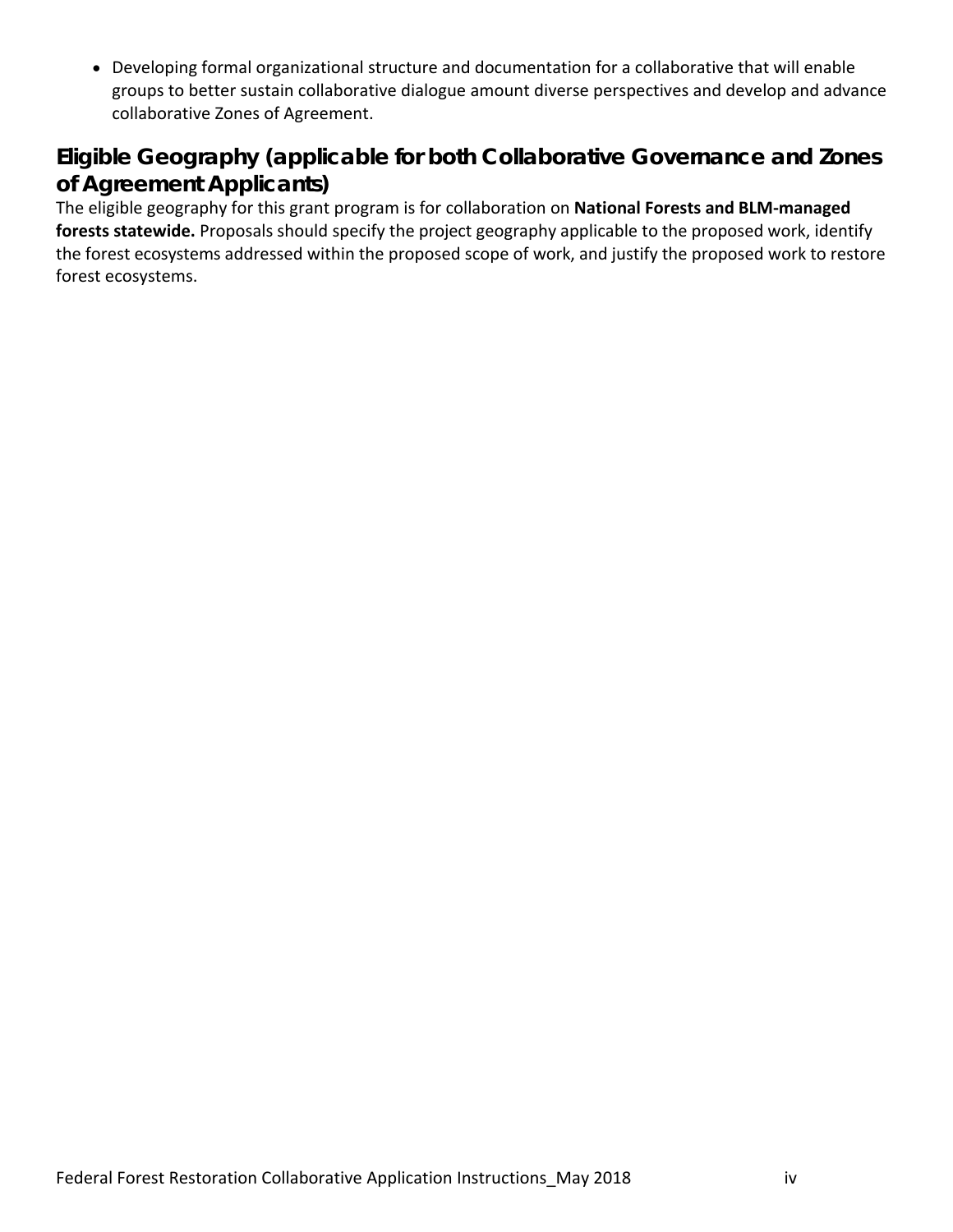- Developing formal organizational structure and documentation for a collaborative that will enable groups to better sustain collaborative dialogue amount diverse perspectives and develop and advance collaborative Zones of Agreement.

## Eligible Geography (applicable for both Collaborative Governance and Zones of Agreement Applicants)

The eligible geography for this grant program is for collaboration on **National Forests and BLM-managed forests statewide.** Proposals should specify the project geography applicable to the proposed work, identify the forest ecosystems addressed within the proposed scope of work, and justify the proposed work to restore forest ecosystems.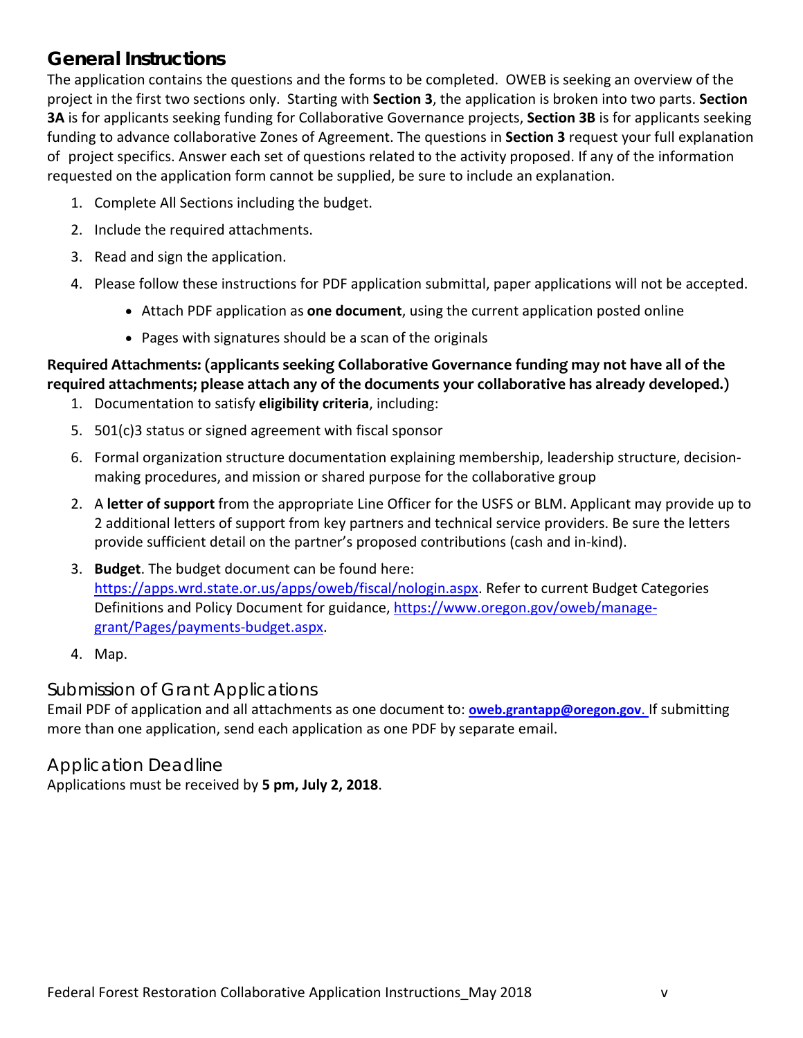## General Instructions

The application contains the questions and the forms to be completed. OWEB is seeking an overview of the project in the first two sections only. Starting with **Section 3**, the application is broken into two parts. **Section 3A** is for applicants seeking funding for Collaborative Governance projects, **Section 3B** is for applicants seeking funding to advance collaborative Zones of Agreement. The questions in **Section 3** request your full explanation of project specifics. Answer each set of questions related to the activity proposed. If any of the information requested on the application form cannot be supplied, be sure to include an explanation.

1. Complete All Sections including the budget.
2. Include the required attachments.
3. Read and sign the application.
4. Please follow these instructions for PDF application submittal, paper applications will not be accepted.
   - Attach PDF application as **one document**, using the current application posted online
   - Pages with signatures should be a scan of the originals

**Required Attachments: (applicants seeking Collaborative Governance funding may not have all of the required attachments; please attach any of the documents your collaborative has already developed.)**

1. Documentation to satisfy **eligibility criteria**, including:
5. 501(c)3 status or signed agreement with fiscal sponsor
6. Formal organization structure documentation explaining membership, leadership structure, decision-making procedures, and mission or shared purpose for the collaborative group
2. A **letter of support** from the appropriate Line Officer for the USFS or BLM. Applicant may provide up to 2 additional letters of support from key partners and technical service providers. Be sure the letters provide sufficient detail on the partner's proposed contributions (cash and in-kind).
3. **Budget**. The budget document can be found here: https://apps.wrd.state.or.us/apps/oweb/fiscal/nologin.aspx. Refer to current Budget Categories Definitions and Policy Document for guidance, https://www.oregon.gov/oweb/manage-grant/Pages/payments-budget.aspx.
4. Map.

### Submission of Grant Applications

Email PDF of application and all attachments as one document to: **oweb.grantapp@oregon.gov.** If submitting more than one application, send each application as one PDF by separate email.

### Application Deadline

Applications must be received by **5 pm, July 2, 2018**.